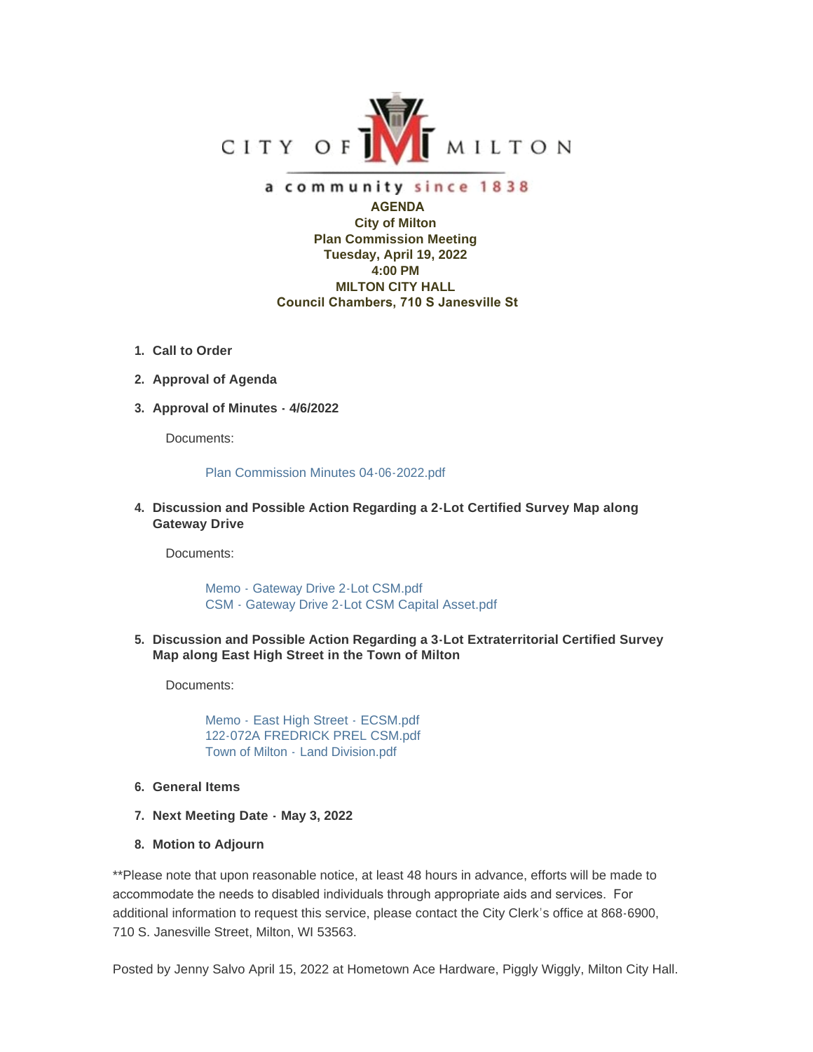CITY OF MILTON

a community since 1838

**AGENDA**
**City of Milton**
**Plan Commission Meeting**
**Tuesday, April 19, 2022**
**4:00 PM**
**MILTON CITY HALL**
**Council Chambers, 710 S Janesville St**

1. **Call to Order**
2. **Approval of Agenda**
3. **Approval of Minutes - 4/6/2022**

   Documents:

   Plan Commission Minutes 04-06-2022.pdf

4. **Discussion and Possible Action Regarding a 2-Lot Certified Survey Map along Gateway Drive**

   Documents:

   Memo - Gateway Drive 2-Lot CSM.pdf
   CSM - Gateway Drive 2-Lot CSM Capital Asset.pdf

5. **Discussion and Possible Action Regarding a 3-Lot Extraterritorial Certified Survey Map along East High Street in the Town of Milton**

   Documents:

   Memo - East High Street - ECSM.pdf
   122-072A FREDRICK PREL CSM.pdf
   Town of Milton - Land Division.pdf

6. **General Items**
7. **Next Meeting Date - May 3, 2022**
8. **Motion to Adjourn**

**Please note that upon reasonable notice, at least 48 hours in advance, efforts will be made to accommodate the needs to disabled individuals through appropriate aids and services. For additional information to request this service, please contact the City Clerk's office at 868-6900, 710 S. Janesville Street, Milton, WI 53563.

Posted by Jenny Salvo April 15, 2022 at Hometown Ace Hardware, Piggly Wiggly, Milton City Hall.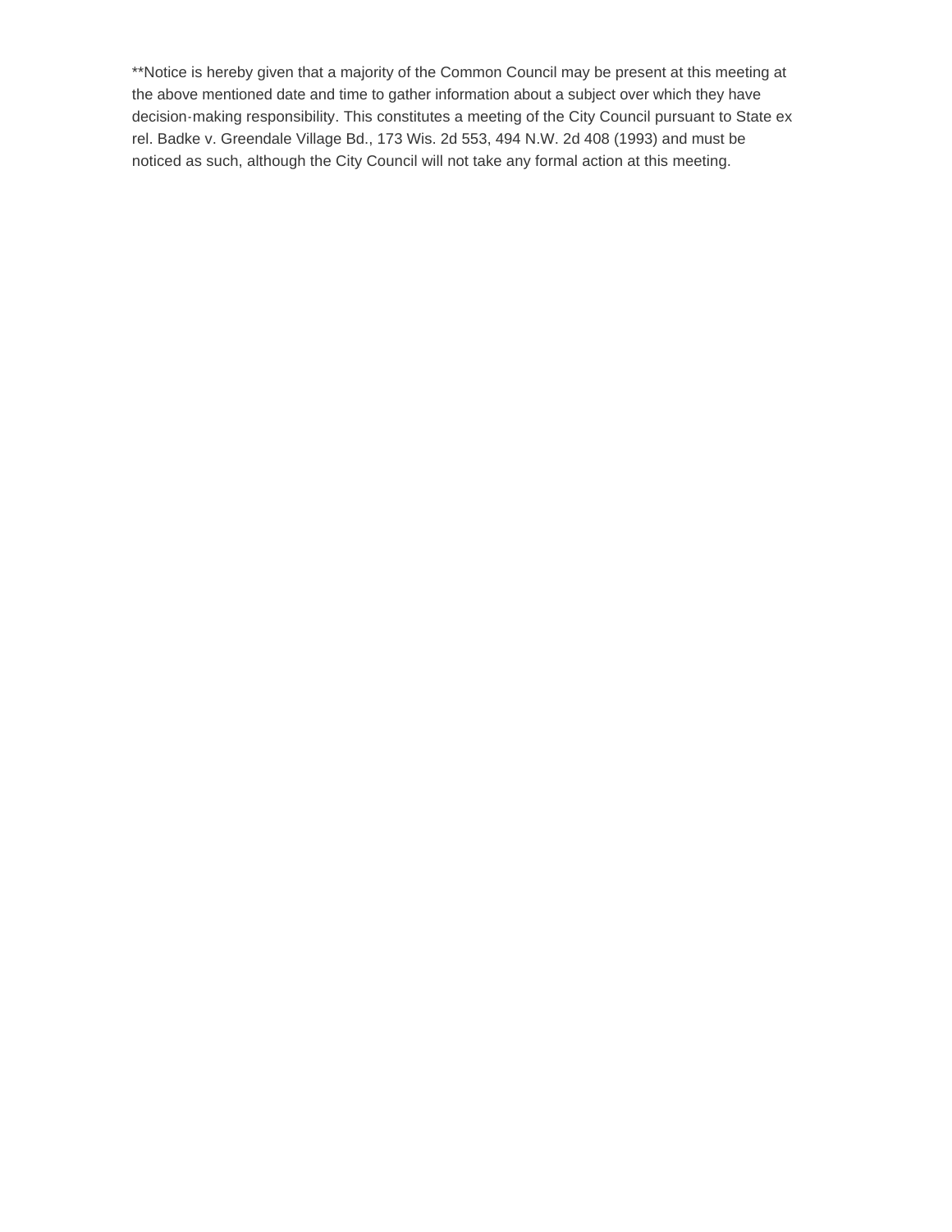**Notice is hereby given that a majority of the Common Council may be present at this meeting at the above mentioned date and time to gather information about a subject over which they have decision-making responsibility. This constitutes a meeting of the City Council pursuant to State ex rel. Badke v. Greendale Village Bd., 173 Wis. 2d 553, 494 N.W. 2d 408 (1993) and must be noticed as such, although the City Council will not take any formal action at this meeting.